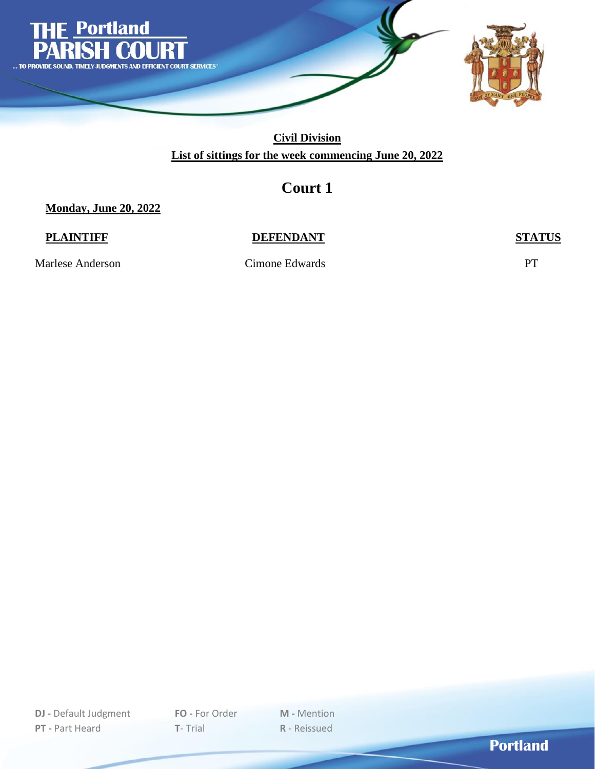# THE Portland PARISH COURT

... TO PROVIDE SOUND, TIMELY JUDGMENTS AND EFFICIENT COURT SERVICES"

## Civil Division

## List of sittings for the week commencing June 20, 2022

## Court 1

**Monday, June 20, 2022**

| PLAINTIFF | DEFENDANT | STATUS |
|---|---|---|
| Marlese Anderson | Cimone Edwards | PT |

**DJ -** Default Judgment **FO -** For Order **M -** Mention
**PT -** Part Heard **T**- Trial **R** - Reissued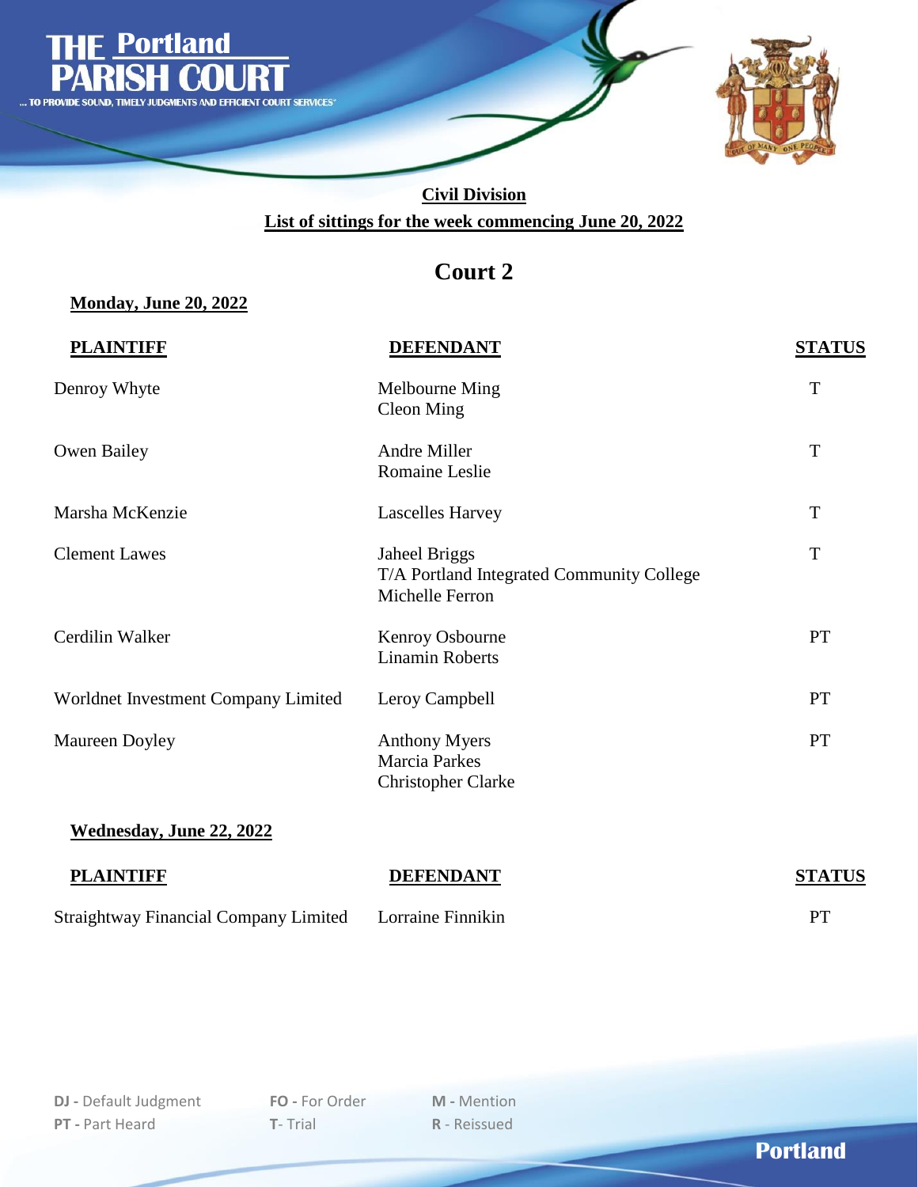# THE Portland PARISH COURT

... TO PROVIDE SOUND, TIMELY JUDGMENTS AND EFFICIENT COURT SERVICES

**Civil Division**

**List of sittings for the week commencing June 20, 2022**

## Court 2

**Monday, June 20, 2022**

| PLAINTIFF | DEFENDANT | STATUS |
|---|---|---|
| Denroy Whyte | Melbourne Ming<br>Cleon Ming | T |
| Owen Bailey | Andre Miller<br>Romaine Leslie | T |
| Marsha McKenzie | Lascelles Harvey | T |
| Clement Lawes | Jaheel Briggs<br>T/A Portland Integrated Community College<br>Michelle Ferron | T |
| Cerdilin Walker | Kenroy Osbourne<br>Linamin Roberts | PT |
| Worldnet Investment Company Limited | Leroy Campbell | PT |
| Maureen Doyley | Anthony Myers<br>Marcia Parkes<br>Christopher Clarke | PT |

**Wednesday, June 22, 2022**

| PLAINTIFF | DEFENDANT | STATUS |
|---|---|---|
| Straightway Financial Company Limited | Lorraine Finnikin | PT |

**DJ -** Default Judgment
**PT -** Part Heard
**FO -** For Order
**T-** Trial
**M -** Mention
**R -** Reissued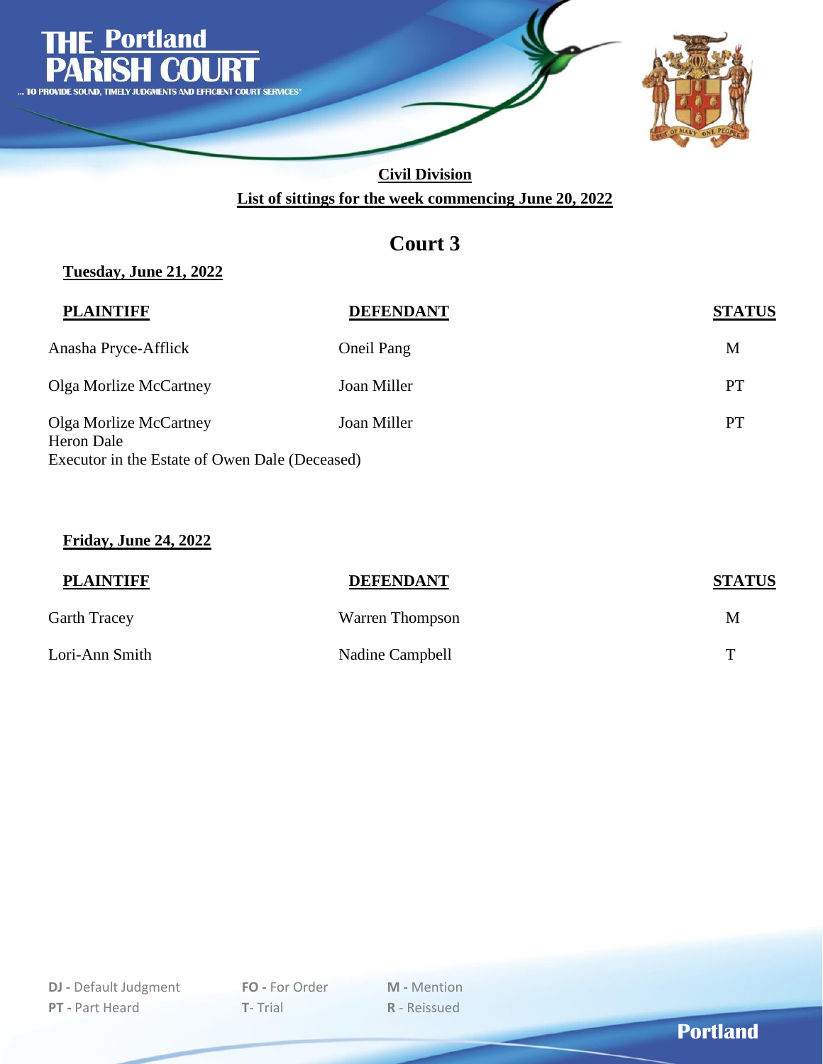# THE Portland PARISH COURT

... TO PROVIDE SOUND, TIMELY JUDGMENTS AND EFFICIENT COURT SERVICES

## Civil Division

**List of sittings for the week commencing June 20, 2022**

## Court 3

**Tuesday, June 21, 2022**

| PLAINTIFF | DEFENDANT | STATUS |
|---|---|---|
| Anasha Pryce-Afflick | Oneil Pang | M |
| Olga Morlize McCartney | Joan Miller | PT |
| Olga Morlize McCartney<br>Heron Dale<br>Executor in the Estate of Owen Dale (Deceased) | Joan Miller | PT |

**Friday, June 24, 2022**

| PLAINTIFF | DEFENDANT | STATUS |
|---|---|---|
| Garth Tracey | Warren Thompson | M |
| Lori-Ann Smith | Nadine Campbell | T |

**DJ** - Default Judgment  **FO** - For Order  **M** - Mention
**PT** - Part Heard  **T** - Trial  **R** - Reissued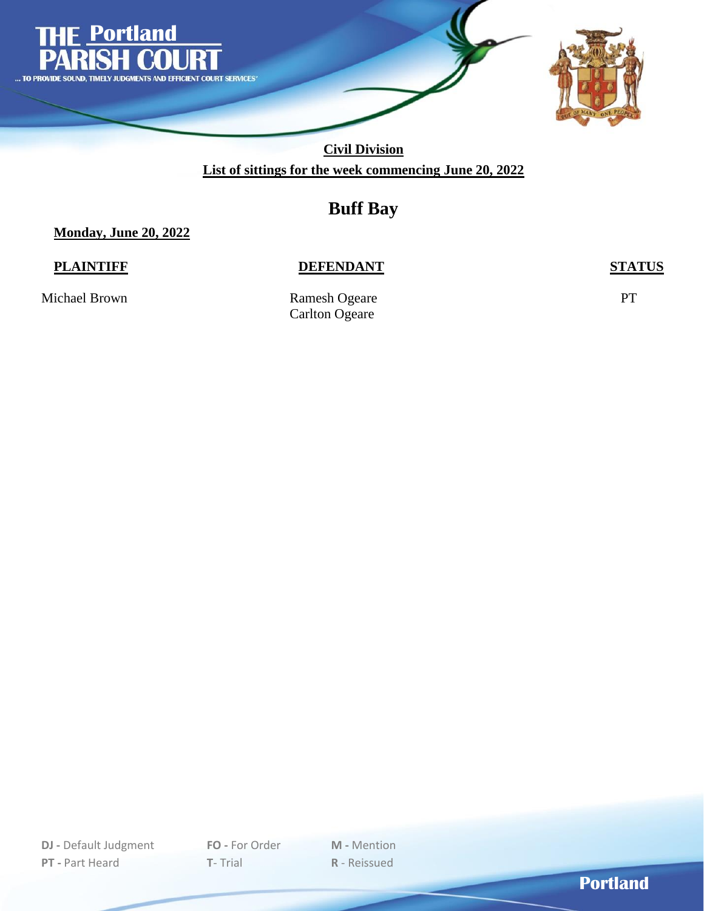# THE Portland PARISH COURT

... TO PROVIDE SOUND, TIMELY JUDGMENTS AND EFFICIENT COURT SERVICES

**Civil Division**

**List of sittings for the week commencing June 20, 2022**

## Buff Bay

**Monday, June 20, 2022**

| PLAINTIFF | DEFENDANT | STATUS |
|---|---|---|
| Michael Brown | Ramesh Ogeare<br>Carlton Ogeare | PT |

**DJ -** Default Judgment
**PT -** Part Heard
**FO -** For Order
**T**- Trial
**M -** Mention
**R** - Reissued

Portland